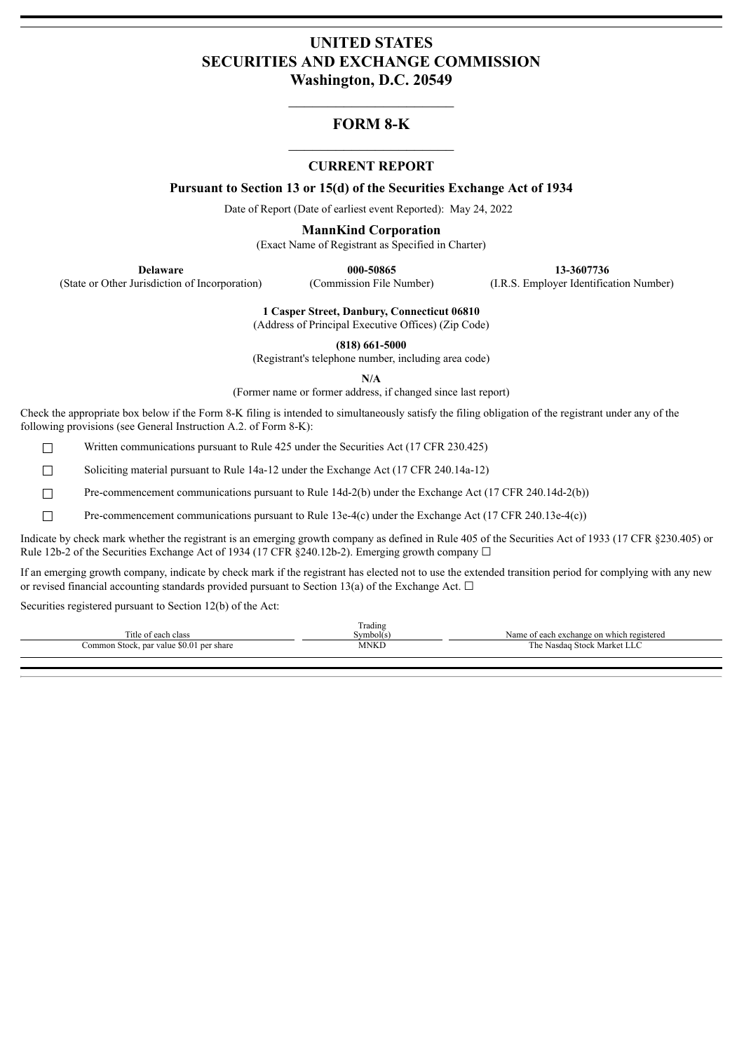# UNITED STATES
# SECURITIES AND EXCHANGE COMMISSION
## Washington, D.C. 20549

---

# FORM 8-K

---

## CURRENT REPORT

**Pursuant to Section 13 or 15(d) of the Securities Exchange Act of 1934**

Date of Report (Date of earliest event Reported): May 24, 2022

**MannKind Corporation**

(Exact Name of Registrant as Specified in Charter)

| **Delaware** | **000-50865** | **13-3607736** |
|---|---|---|
| (State or Other Jurisdiction of Incorporation) | (Commission File Number) | (I.R.S. Employer Identification Number) |

**1 Casper Street, Danbury, Connecticut 06810**

(Address of Principal Executive Offices) (Zip Code)

**(818) 661-5000**

(Registrant's telephone number, including area code)

**N/A**

(Former name or former address, if changed since last report)

Check the appropriate box below if the Form 8-K filing is intended to simultaneously satisfy the filing obligation of the registrant under any of the following provisions (see General Instruction A.2. of Form 8-K):

☐ Written communications pursuant to Rule 425 under the Securities Act (17 CFR 230.425)

☐ Soliciting material pursuant to Rule 14a-12 under the Exchange Act (17 CFR 240.14a-12)

☐ Pre-commencement communications pursuant to Rule 14d-2(b) under the Exchange Act (17 CFR 240.14d-2(b))

☐ Pre-commencement communications pursuant to Rule 13e-4(c) under the Exchange Act (17 CFR 240.13e-4(c))

Indicate by check mark whether the registrant is an emerging growth company as defined in Rule 405 of the Securities Act of 1933 (17 CFR §230.405) or Rule 12b-2 of the Securities Exchange Act of 1934 (17 CFR §240.12b-2). Emerging growth company ☐

If an emerging growth company, indicate by check mark if the registrant has elected not to use the extended transition period for complying with any new or revised financial accounting standards provided pursuant to Section 13(a) of the Exchange Act. ☐

Securities registered pursuant to Section 12(b) of the Act:

| Title of each class | Trading Symbol(s) | Name of each exchange on which registered |
|---|---|---|
| Common Stock, par value $0.01 per share | MNKD | The Nasdaq Stock Market LLC |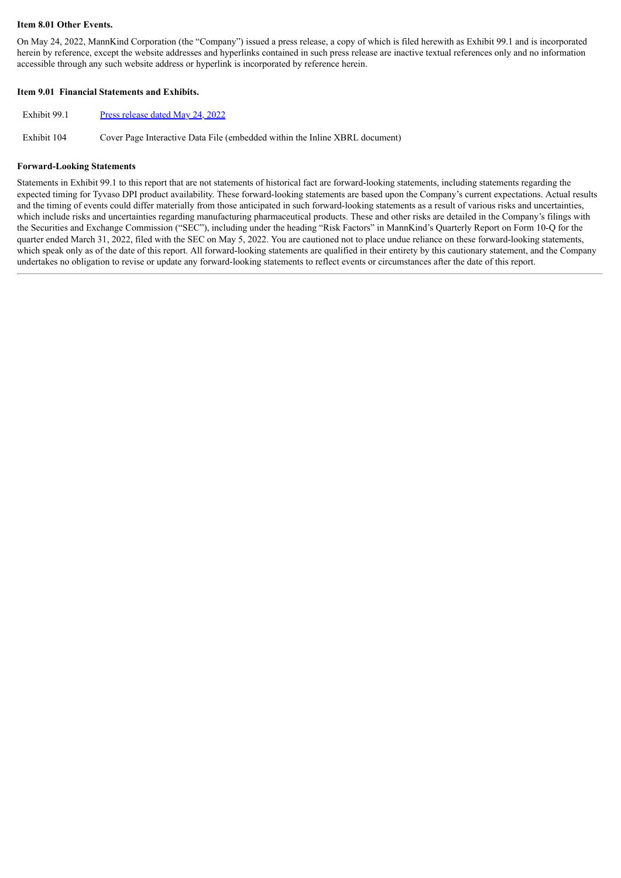**Item 8.01 Other Events.**

On May 24, 2022, MannKind Corporation (the "Company") issued a press release, a copy of which is filed herewith as Exhibit 99.1 and is incorporated herein by reference, except the website addresses and hyperlinks contained in such press release are inactive textual references only and no information accessible through any such website address or hyperlink is incorporated by reference herein.

**Item 9.01 Financial Statements and Exhibits.**

| | |
|---|---|
| Exhibit 99.1 | Press release dated May 24, 2022 |
| Exhibit 104 | Cover Page Interactive Data File (embedded within the Inline XBRL document) |

**Forward-Looking Statements**

Statements in Exhibit 99.1 to this report that are not statements of historical fact are forward-looking statements, including statements regarding the expected timing for Tyvaso DPI product availability. These forward-looking statements are based upon the Company's current expectations. Actual results and the timing of events could differ materially from those anticipated in such forward-looking statements as a result of various risks and uncertainties, which include risks and uncertainties regarding manufacturing pharmaceutical products. These and other risks are detailed in the Company's filings with the Securities and Exchange Commission ("SEC"), including under the heading "Risk Factors" in MannKind's Quarterly Report on Form 10-Q for the quarter ended March 31, 2022, filed with the SEC on May 5, 2022. You are cautioned not to place undue reliance on these forward-looking statements, which speak only as of the date of this report. All forward-looking statements are qualified in their entirety by this cautionary statement, and the Company undertakes no obligation to revise or update any forward-looking statements to reflect events or circumstances after the date of this report.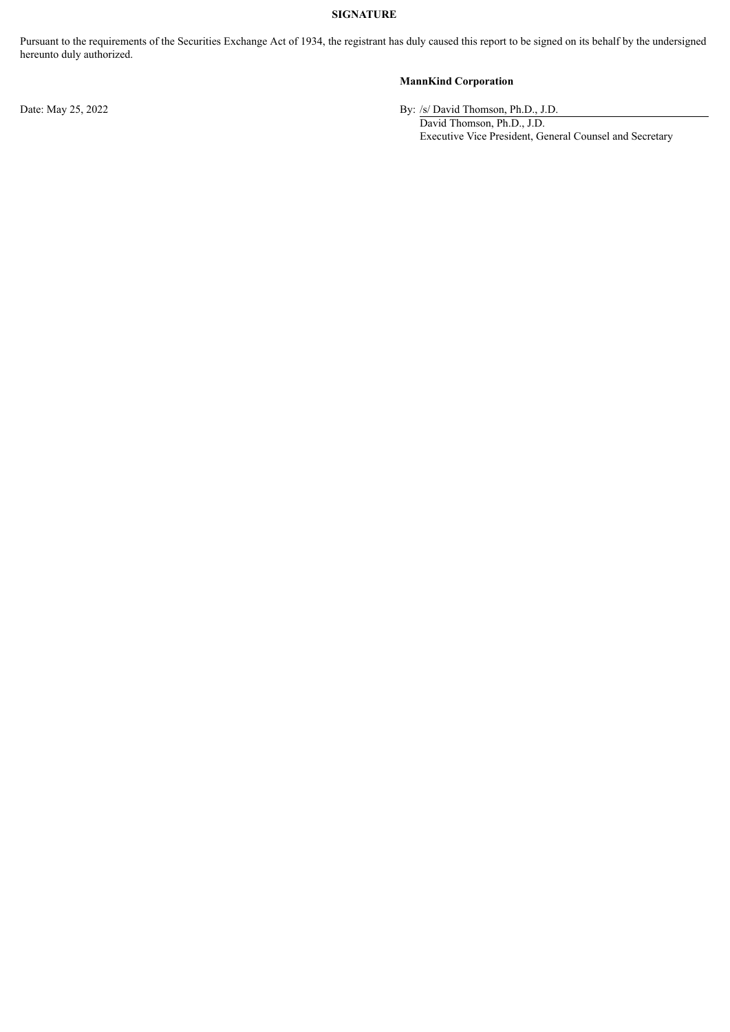**SIGNATURE**

Pursuant to the requirements of the Securities Exchange Act of 1934, the registrant has duly caused this report to be signed on its behalf by the undersigned hereunto duly authorized.

**MannKind Corporation**

Date: May 25, 2022

By: /s/ David Thomson, Ph.D., J.D.
David Thomson, Ph.D., J.D.
Executive Vice President, General Counsel and Secretary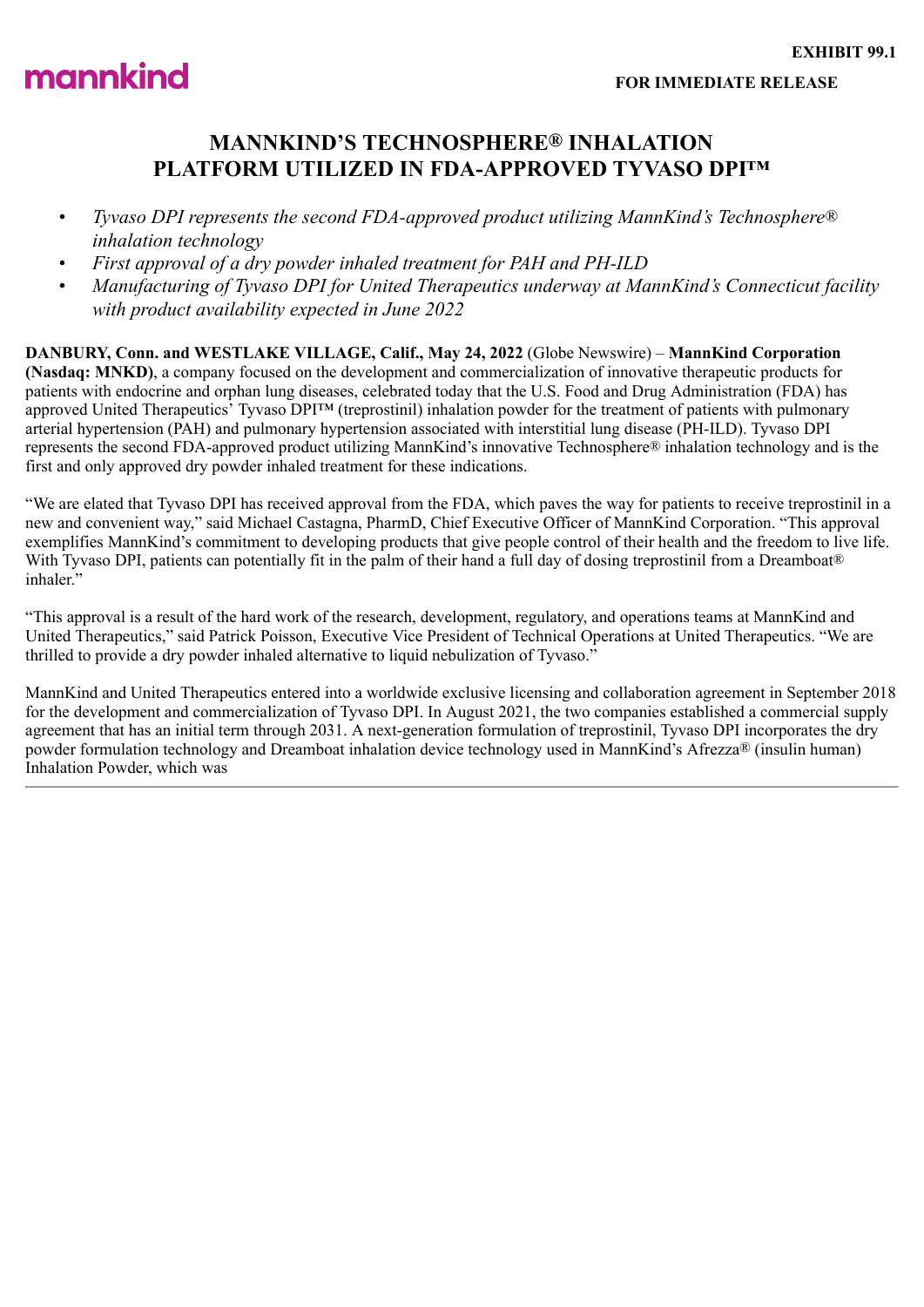**EXHIBIT 99.1**

**FOR IMMEDIATE RELEASE**

# MANNKIND'S TECHNOSPHERE® INHALATION PLATFORM UTILIZED IN FDA-APPROVED TYVASO DPI™

- *Tyvaso DPI represents the second FDA-approved product utilizing MannKind's Technosphere® inhalation technology*
- *First approval of a dry powder inhaled treatment for PAH and PH-ILD*
- *Manufacturing of Tyvaso DPI for United Therapeutics underway at MannKind's Connecticut facility with product availability expected in June 2022*

**DANBURY, Conn. and WESTLAKE VILLAGE, Calif., May 24, 2022** (Globe Newswire) – **MannKind Corporation (Nasdaq: MNKD)**, a company focused on the development and commercialization of innovative therapeutic products for patients with endocrine and orphan lung diseases, celebrated today that the U.S. Food and Drug Administration (FDA) has approved United Therapeutics' Tyvaso DPI™ (treprostinil) inhalation powder for the treatment of patients with pulmonary arterial hypertension (PAH) and pulmonary hypertension associated with interstitial lung disease (PH-ILD). Tyvaso DPI represents the second FDA-approved product utilizing MannKind's innovative Technosphere® inhalation technology and is the first and only approved dry powder inhaled treatment for these indications.

"We are elated that Tyvaso DPI has received approval from the FDA, which paves the way for patients to receive treprostinil in a new and convenient way," said Michael Castagna, PharmD, Chief Executive Officer of MannKind Corporation. "This approval exemplifies MannKind's commitment to developing products that give people control of their health and the freedom to live life. With Tyvaso DPI, patients can potentially fit in the palm of their hand a full day of dosing treprostinil from a Dreamboat® inhaler."

"This approval is a result of the hard work of the research, development, regulatory, and operations teams at MannKind and United Therapeutics," said Patrick Poisson, Executive Vice President of Technical Operations at United Therapeutics. "We are thrilled to provide a dry powder inhaled alternative to liquid nebulization of Tyvaso."

MannKind and United Therapeutics entered into a worldwide exclusive licensing and collaboration agreement in September 2018 for the development and commercialization of Tyvaso DPI. In August 2021, the two companies established a commercial supply agreement that has an initial term through 2031. A next-generation formulation of treprostinil, Tyvaso DPI incorporates the dry powder formulation technology and Dreamboat inhalation device technology used in MannKind's Afrezza® (insulin human) Inhalation Powder, which was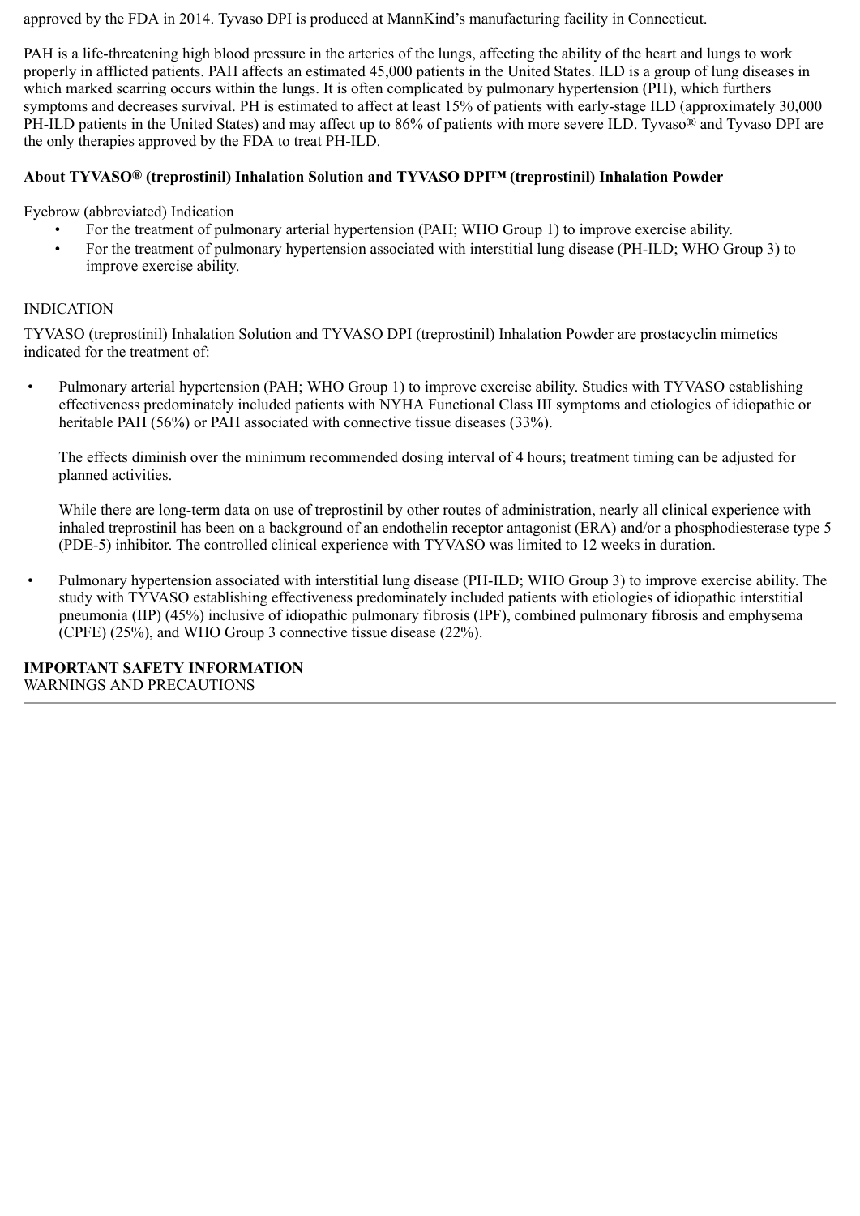approved by the FDA in 2014. Tyvaso DPI is produced at MannKind's manufacturing facility in Connecticut.

PAH is a life-threatening high blood pressure in the arteries of the lungs, affecting the ability of the heart and lungs to work properly in afflicted patients. PAH affects an estimated 45,000 patients in the United States. ILD is a group of lung diseases in which marked scarring occurs within the lungs. It is often complicated by pulmonary hypertension (PH), which furthers symptoms and decreases survival. PH is estimated to affect at least 15% of patients with early-stage ILD (approximately 30,000 PH-ILD patients in the United States) and may affect up to 86% of patients with more severe ILD. Tyvaso® and Tyvaso DPI are the only therapies approved by the FDA to treat PH-ILD.

**About TYVASO® (treprostinil) Inhalation Solution and TYVASO DPI™ (treprostinil) Inhalation Powder**

Eyebrow (abbreviated) Indication

- For the treatment of pulmonary arterial hypertension (PAH; WHO Group 1) to improve exercise ability.
- For the treatment of pulmonary hypertension associated with interstitial lung disease (PH-ILD; WHO Group 3) to improve exercise ability.

INDICATION

TYVASO (treprostinil) Inhalation Solution and TYVASO DPI (treprostinil) Inhalation Powder are prostacyclin mimetics indicated for the treatment of:

- Pulmonary arterial hypertension (PAH; WHO Group 1) to improve exercise ability. Studies with TYVASO establishing effectiveness predominately included patients with NYHA Functional Class III symptoms and etiologies of idiopathic or heritable PAH (56%) or PAH associated with connective tissue diseases (33%).

  The effects diminish over the minimum recommended dosing interval of 4 hours; treatment timing can be adjusted for planned activities.

  While there are long-term data on use of treprostinil by other routes of administration, nearly all clinical experience with inhaled treprostinil has been on a background of an endothelin receptor antagonist (ERA) and/or a phosphodiesterase type 5 (PDE-5) inhibitor. The controlled clinical experience with TYVASO was limited to 12 weeks in duration.

- Pulmonary hypertension associated with interstitial lung disease (PH-ILD; WHO Group 3) to improve exercise ability. The study with TYVASO establishing effectiveness predominately included patients with etiologies of idiopathic interstitial pneumonia (IIP) (45%) inclusive of idiopathic pulmonary fibrosis (IPF), combined pulmonary fibrosis and emphysema (CPFE) (25%), and WHO Group 3 connective tissue disease (22%).

**IMPORTANT SAFETY INFORMATION**
WARNINGS AND PRECAUTIONS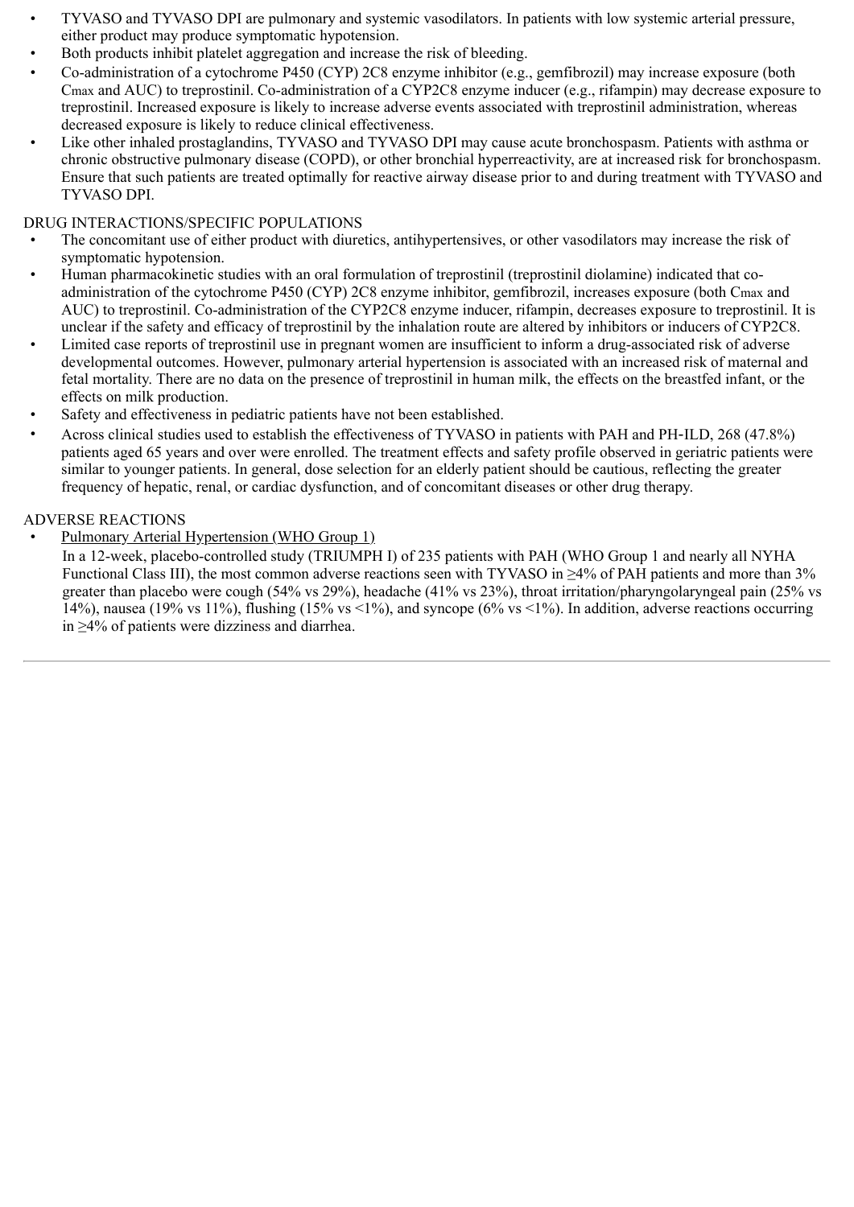- TYVASO and TYVASO DPI are pulmonary and systemic vasodilators. In patients with low systemic arterial pressure, either product may produce symptomatic hypotension.
- Both products inhibit platelet aggregation and increase the risk of bleeding.
- Co-administration of a cytochrome P450 (CYP) 2C8 enzyme inhibitor (e.g., gemfibrozil) may increase exposure (both $C_{max}$ and AUC) to treprostinil. Co-administration of a CYP2C8 enzyme inducer (e.g., rifampin) may decrease exposure to treprostinil. Increased exposure is likely to increase adverse events associated with treprostinil administration, whereas decreased exposure is likely to reduce clinical effectiveness.
- Like other inhaled prostaglandins, TYVASO and TYVASO DPI may cause acute bronchospasm. Patients with asthma or chronic obstructive pulmonary disease (COPD), or other bronchial hyperreactivity, are at increased risk for bronchospasm. Ensure that such patients are treated optimally for reactive airway disease prior to and during treatment with TYVASO and TYVASO DPI.

DRUG INTERACTIONS/SPECIFIC POPULATIONS

- The concomitant use of either product with diuretics, antihypertensives, or other vasodilators may increase the risk of symptomatic hypotension.
- Human pharmacokinetic studies with an oral formulation of treprostinil (treprostinil diolamine) indicated that co-administration of the cytochrome P450 (CYP) 2C8 enzyme inhibitor, gemfibrozil, increases exposure (both $C_{max}$ and AUC) to treprostinil. Co-administration of the CYP2C8 enzyme inducer, rifampin, decreases exposure to treprostinil. It is unclear if the safety and efficacy of treprostinil by the inhalation route are altered by inhibitors or inducers of CYP2C8.
- Limited case reports of treprostinil use in pregnant women are insufficient to inform a drug-associated risk of adverse developmental outcomes. However, pulmonary arterial hypertension is associated with an increased risk of maternal and fetal mortality. There are no data on the presence of treprostinil in human milk, the effects on the breastfed infant, or the effects on milk production.
- Safety and effectiveness in pediatric patients have not been established.
- Across clinical studies used to establish the effectiveness of TYVASO in patients with PAH and PH-ILD, 268 (47.8%) patients aged 65 years and over were enrolled. The treatment effects and safety profile observed in geriatric patients were similar to younger patients. In general, dose selection for an elderly patient should be cautious, reflecting the greater frequency of hepatic, renal, or cardiac dysfunction, and of concomitant diseases or other drug therapy.

ADVERSE REACTIONS

- Pulmonary Arterial Hypertension (WHO Group 1)

  In a 12-week, placebo-controlled study (TRIUMPH I) of 235 patients with PAH (WHO Group 1 and nearly all NYHA Functional Class III), the most common adverse reactions seen with TYVASO in ≥4% of PAH patients and more than 3% greater than placebo were cough (54% vs 29%), headache (41% vs 23%), throat irritation/pharyngolaryngeal pain (25% vs 14%), nausea (19% vs 11%), flushing (15% vs <1%), and syncope (6% vs <1%). In addition, adverse reactions occurring in ≥4% of patients were dizziness and diarrhea.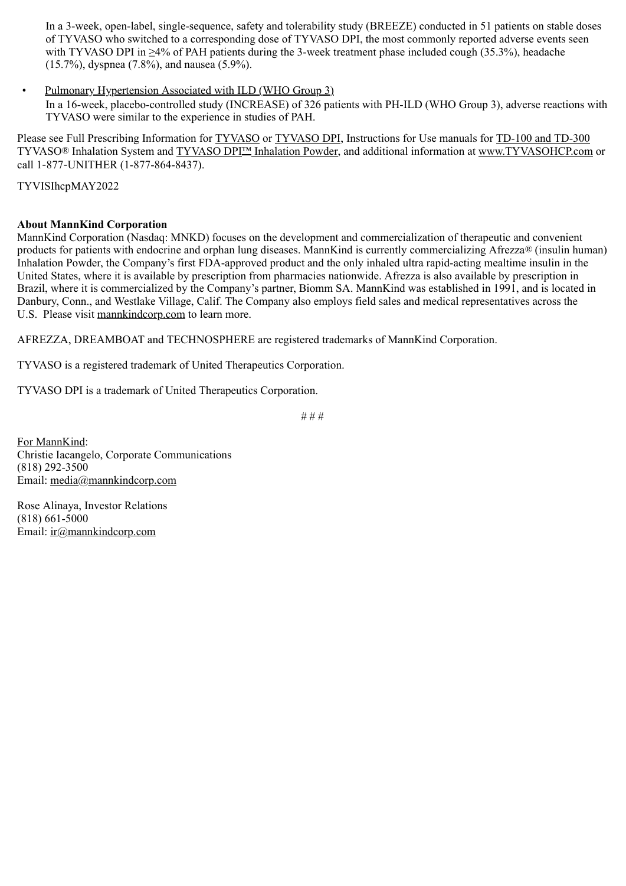In a 3-week, open-label, single-sequence, safety and tolerability study (BREEZE) conducted in 51 patients on stable doses of TYVASO who switched to a corresponding dose of TYVASO DPI, the most commonly reported adverse events seen with TYVASO DPI in ≥4% of PAH patients during the 3-week treatment phase included cough (35.3%), headache (15.7%), dyspnea (7.8%), and nausea (5.9%).

- Pulmonary Hypertension Associated with ILD (WHO Group 3)
  In a 16-week, placebo-controlled study (INCREASE) of 326 patients with PH-ILD (WHO Group 3), adverse reactions with TYVASO were similar to the experience in studies of PAH.

Please see Full Prescribing Information for TYVASO or TYVASO DPI, Instructions for Use manuals for TD-100 and TD-300 TYVASO® Inhalation System and TYVASO DPI™ Inhalation Powder, and additional information at www.TYVASOHCP.com or call 1-877-UNITHER (1-877-864-8437).

TYVISIhcpMAY2022

**About MannKind Corporation**
MannKind Corporation (Nasdaq: MNKD) focuses on the development and commercialization of therapeutic and convenient products for patients with endocrine and orphan lung diseases. MannKind is currently commercializing Afrezza® (insulin human) Inhalation Powder, the Company's first FDA-approved product and the only inhaled ultra rapid-acting mealtime insulin in the United States, where it is available by prescription from pharmacies nationwide. Afrezza is also available by prescription in Brazil, where it is commercialized by the Company's partner, Biomm SA. MannKind was established in 1991, and is located in Danbury, Conn., and Westlake Village, Calif. The Company also employs field sales and medical representatives across the U.S. Please visit mannkindcorp.com to learn more.

AFREZZA, DREAMBOAT and TECHNOSPHERE are registered trademarks of MannKind Corporation.

TYVASO is a registered trademark of United Therapeutics Corporation.

TYVASO DPI is a trademark of United Therapeutics Corporation.

# # #

For MannKind:
Christie Iacangelo, Corporate Communications
(818) 292-3500
Email: media@mannkindcorp.com

Rose Alinaya, Investor Relations
(818) 661-5000
Email: ir@mannkindcorp.com